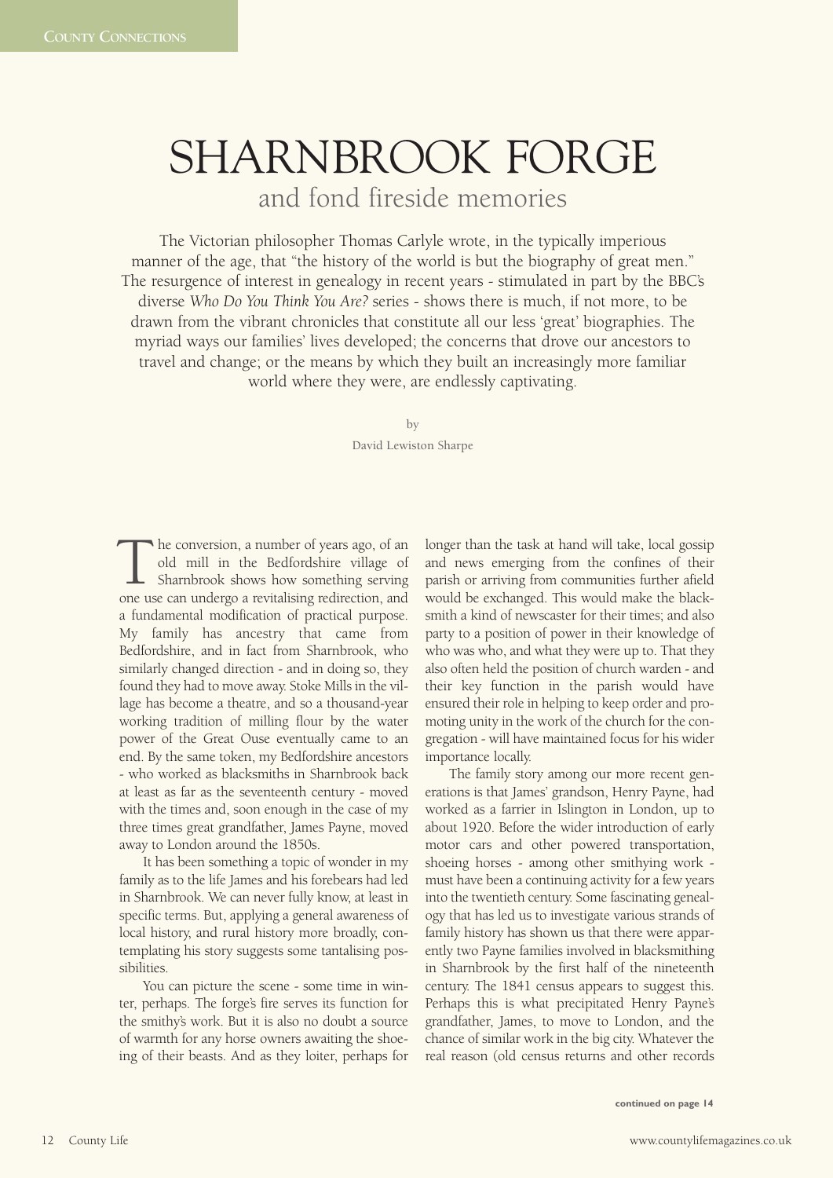# SHARNBROOK FORGE

## and fond fireside memories

The Victorian philosopher Thomas Carlyle wrote, in the typically imperious manner of the age, that "the history of the world is but the biography of great men." The resurgence of interest in genealogy in recent years - stimulated in part by the BBC's diverse *Who Do You Think You Are?* series - shows there is much, if not more, to be drawn from the vibrant chronicles that constitute all our less 'great' biographies. The myriad ways our families' lives developed; the concerns that drove our ancestors to travel and change; or the means by which they built an increasingly more familiar world where they were, are endlessly captivating.

by

David Lewiston Sharpe

The conversion, a number of years ago, of an old mill in the Bedfordshire village of Sharnbrook shows how something serving one use can undergo a revitalising redirection, and a fundamental modification of practical purpose. My family has ancestry that came from Bedfordshire, and in fact from Sharnbrook, who similarly changed direction - and in doing so, they found they had to move away. Stoke Mills in the village has become a theatre, and so a thousand-year working tradition of milling flour by the water power of the Great Ouse eventually came to an end. By the same token, my Bedfordshire ancestors - who worked as blacksmiths in Sharnbrook back at least as far as the seventeenth century - moved with the times and, soon enough in the case of my three times great grandfather, James Payne, moved away to London around the 1850s.

It has been something a topic of wonder in my family as to the life James and his forebears had led in Sharnbrook. We can never fully know, at least in specific terms. But, applying a general awareness of local history, and rural history more broadly, contemplating his story suggests some tantalising possibilities.

You can picture the scene - some time in winter, perhaps. The forge's fire serves its function for the smithy's work. But it is also no doubt a source of warmth for any horse owners awaiting the shoeing of their beasts. And as they loiter, perhaps for longer than the task at hand will take, local gossip and news emerging from the confines of their parish or arriving from communities further afield would be exchanged. This would make the blacksmith a kind of newscaster for their times; and also party to a position of power in their knowledge of who was who, and what they were up to. That they also often held the position of church warden - and their key function in the parish would have ensured their role in helping to keep order and promoting unity in the work of the church for the congregation - will have maintained focus for his wider importance locally.

The family story among our more recent generations is that James' grandson, Henry Payne, had worked as a farrier in Islington in London, up to about 1920. Before the wider introduction of early motor cars and other powered transportation, shoeing horses - among other smithying work - must have been a continuing activity for a few years into the twentieth century. Some fascinating genealogy that has led us to investigate various strands of family history has shown us that there were apparently two Payne families involved in blacksmithing in Sharnbrook by the first half of the nineteenth century. The 1841 census appears to suggest this. Perhaps this is what precipitated Henry Payne's grandfather, James, to move to London, and the chance of similar work in the big city. Whatever the real reason (old census returns and other records

**continued on page 14**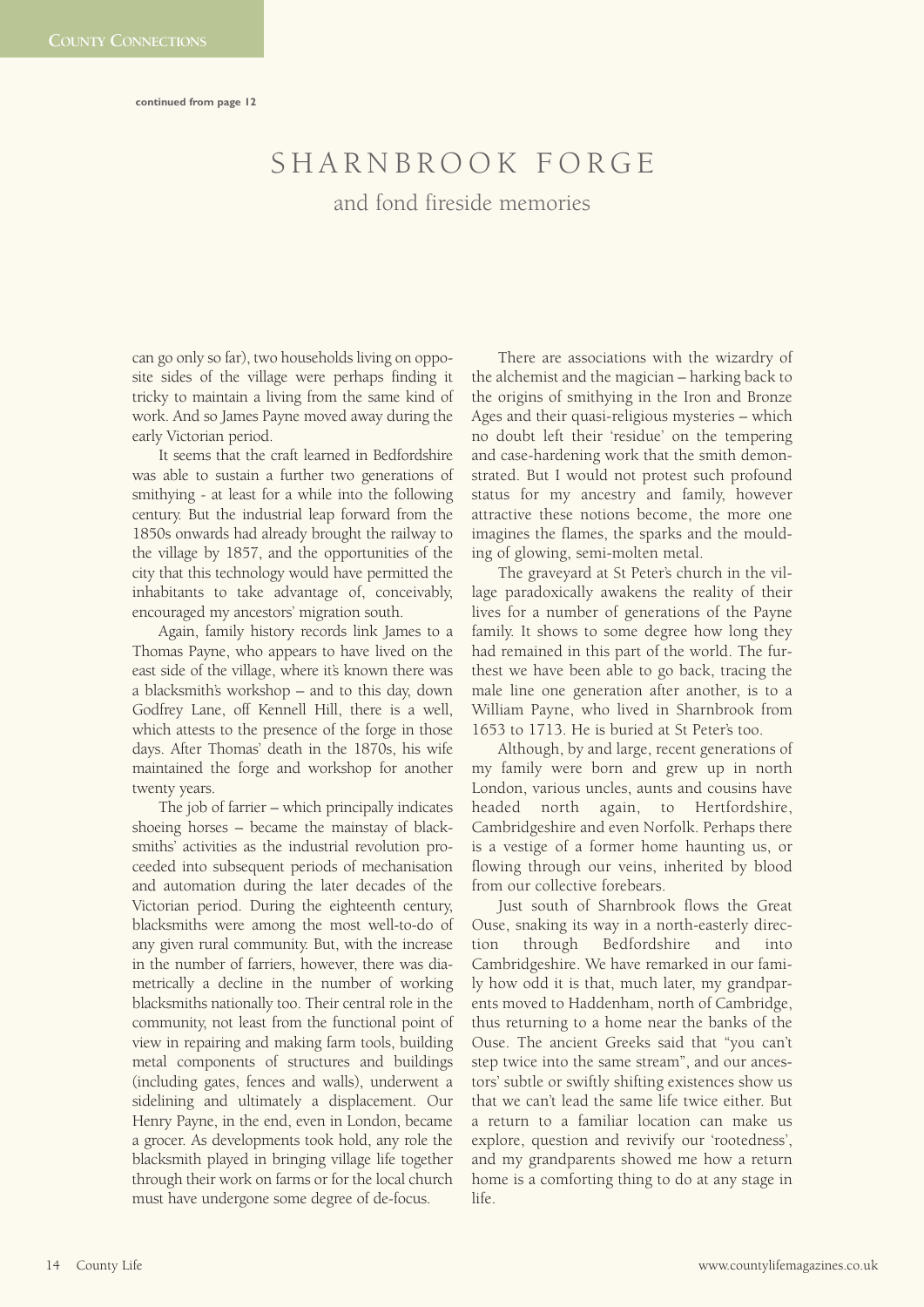continued from page 12

# SHARNBROOK FORGE

## and fond fireside memories

can go only so far), two households living on opposite sides of the village were perhaps finding it tricky to maintain a living from the same kind of work. And so James Payne moved away during the early Victorian period.

It seems that the craft learned in Bedfordshire was able to sustain a further two generations of smithying - at least for a while into the following century. But the industrial leap forward from the 1850s onwards had already brought the railway to the village by 1857, and the opportunities of the city that this technology would have permitted the inhabitants to take advantage of, conceivably, encouraged my ancestors' migration south.

Again, family history records link James to a Thomas Payne, who appears to have lived on the east side of the village, where it's known there was a blacksmith's workshop – and to this day, down Godfrey Lane, off Kennell Hill, there is a well, which attests to the presence of the forge in those days. After Thomas' death in the 1870s, his wife maintained the forge and workshop for another twenty years.

The job of farrier – which principally indicates shoeing horses – became the mainstay of blacksmiths' activities as the industrial revolution proceeded into subsequent periods of mechanisation and automation during the later decades of the Victorian period. During the eighteenth century, blacksmiths were among the most well-to-do of any given rural community. But, with the increase in the number of farriers, however, there was diametrically a decline in the number of working blacksmiths nationally too. Their central role in the community, not least from the functional point of view in repairing and making farm tools, building metal components of structures and buildings (including gates, fences and walls), underwent a sidelining and ultimately a displacement. Our Henry Payne, in the end, even in London, became a grocer. As developments took hold, any role the blacksmith played in bringing village life together through their work on farms or for the local church must have undergone some degree of de-focus.

There are associations with the wizardry of the alchemist and the magician – harking back to the origins of smithying in the Iron and Bronze Ages and their quasi-religious mysteries – which no doubt left their 'residue' on the tempering and case-hardening work that the smith demonstrated. But I would not protest such profound status for my ancestry and family, however attractive these notions become, the more one imagines the flames, the sparks and the moulding of glowing, semi-molten metal.

The graveyard at St Peter's church in the village paradoxically awakens the reality of their lives for a number of generations of the Payne family. It shows to some degree how long they had remained in this part of the world. The furthest we have been able to go back, tracing the male line one generation after another, is to a William Payne, who lived in Sharnbrook from 1653 to 1713. He is buried at St Peter's too.

Although, by and large, recent generations of my family were born and grew up in north London, various uncles, aunts and cousins have headed north again, to Hertfordshire, Cambridgeshire and even Norfolk. Perhaps there is a vestige of a former home haunting us, or flowing through our veins, inherited by blood from our collective forebears.

Just south of Sharnbrook flows the Great Ouse, snaking its way in a north-easterly direction through Bedfordshire and into Cambridgeshire. We have remarked in our family how odd it is that, much later, my grandparents moved to Haddenham, north of Cambridge, thus returning to a home near the banks of the Ouse. The ancient Greeks said that "you can't step twice into the same stream", and our ancestors' subtle or swiftly shifting existences show us that we can't lead the same life twice either. But a return to a familiar location can make us explore, question and revivify our 'rootedness', and my grandparents showed me how a return home is a comforting thing to do at any stage in life.